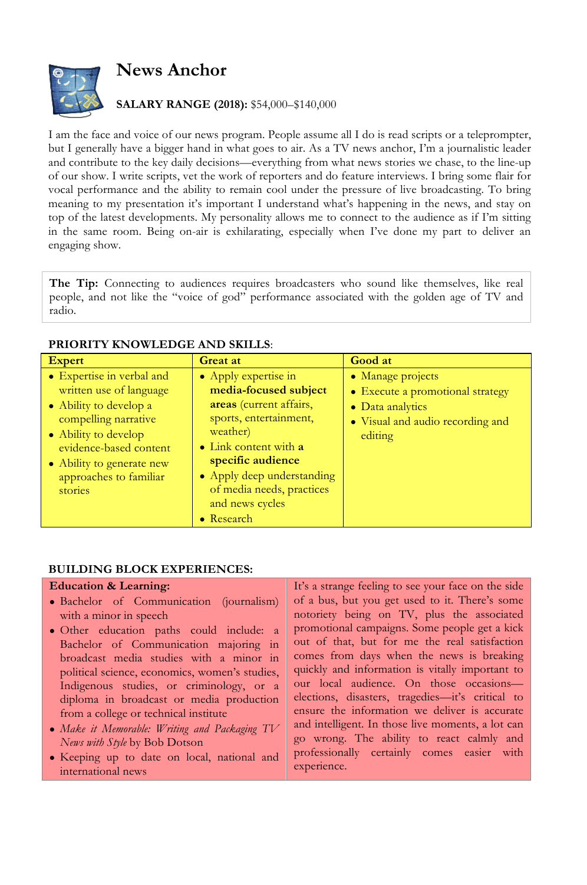# News Anchor

**SALARY RANGE (2018):** $54,000–$140,000

I am the face and voice of our news program. People assume all I do is read scripts or a teleprompter, but I generally have a bigger hand in what goes to air. As a TV news anchor, I'm a journalistic leader and contribute to the key daily decisions—everything from what news stories we chase, to the line-up of our show. I write scripts, vet the work of reporters and do feature interviews. I bring some flair for vocal performance and the ability to remain cool under the pressure of live broadcasting. To bring meaning to my presentation it's important I understand what's happening in the news, and stay on top of the latest developments. My personality allows me to connect to the audience as if I'm sitting in the same room. Being on-air is exhilarating, especially when I've done my part to deliver an engaging show.

> **The Tip:** Connecting to audiences requires broadcasters who sound like themselves, like real people, and not like the "voice of god" performance associated with the golden age of TV and radio.

**PRIORITY KNOWLEDGE AND SKILLS**:

| Expert | Great at | Good at |
|---|---|---|
| • Expertise in verbal and written use of language<br>• Ability to develop a compelling narrative<br>• Ability to develop evidence-based content<br>• Ability to generate new approaches to familiar stories | • Apply expertise in **media-focused subject areas** (current affairs, sports, entertainment, weather)<br>• Link content with **a specific audience**<br>• Apply deep understanding of media needs, practices and news cycles<br>• Research | • Manage projects<br>• Execute a promotional strategy<br>• Data analytics<br>• Visual and audio recording and editing |

**BUILDING BLOCK EXPERIENCES:**

| **Education & Learning:** | |
|---|---|
| • Bachelor of Communication (journalism) with a minor in speech<br>• Other education paths could include: a Bachelor of Communication majoring in broadcast media studies with a minor in political science, economics, women's studies, Indigenous studies, or criminology, or a diploma in broadcast or media production from a college or technical institute<br>• *Make it Memorable: Writing and Packaging TV News with Style* by Bob Dotson<br>• Keeping up to date on local, national and international news | It's a strange feeling to see your face on the side of a bus, but you get used to it. There's some notoriety being on TV, plus the associated promotional campaigns. Some people get a kick out of that, but for me the real satisfaction comes from days when the news is breaking quickly and information is vitally important to our local audience. On those occasions—elections, disasters, tragedies—it's critical to ensure the information we deliver is accurate and intelligent. In those live moments, a lot can go wrong. The ability to react calmly and professionally certainly comes easier with experience. |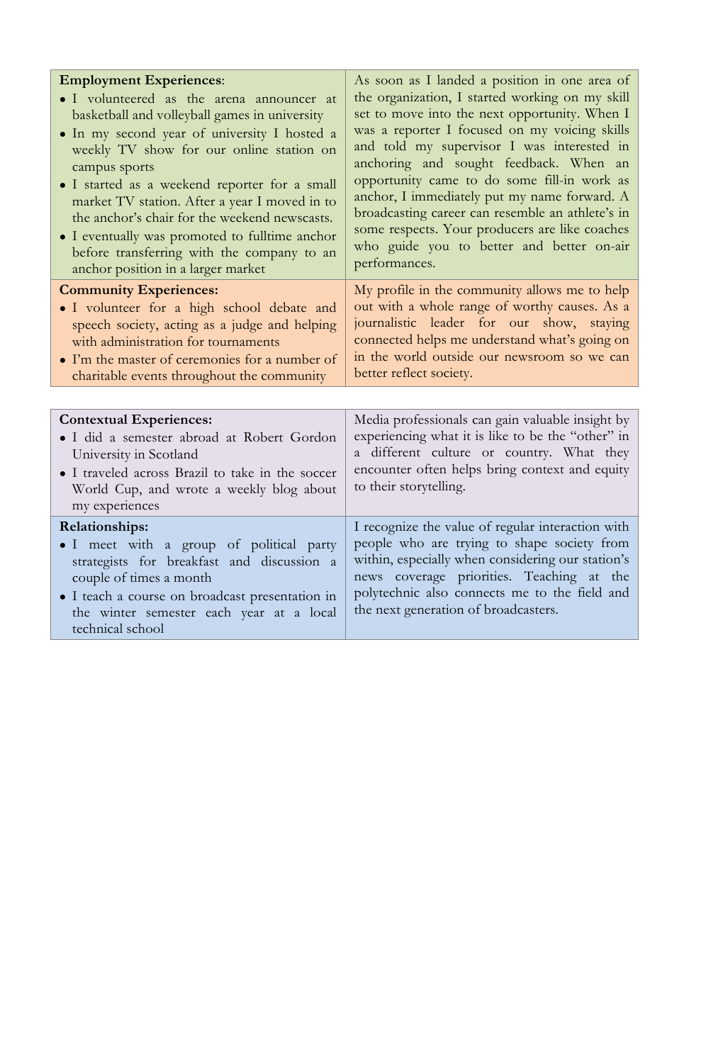| | |
|---|---|
| **Employment Experiences**:<br>• I volunteered as the arena announcer at basketball and volleyball games in university<br>• In my second year of university I hosted a weekly TV show for our online station on campus sports<br>• I started as a weekend reporter for a small market TV station. After a year I moved in to the anchor's chair for the weekend newscasts.<br>• I eventually was promoted to fulltime anchor before transferring with the company to an anchor position in a larger market | As soon as I landed a position in one area of the organization, I started working on my skill set to move into the next opportunity. When I was a reporter I focused on my voicing skills and told my supervisor I was interested in anchoring and sought feedback. When an opportunity came to do some fill-in work as anchor, I immediately put my name forward. A broadcasting career can resemble an athlete's in some respects. Your producers are like coaches who guide you to better and better on-air performances. |
| **Community Experiences:**<br>• I volunteer for a high school debate and speech society, acting as a judge and helping with administration for tournaments<br>• I'm the master of ceremonies for a number of charitable events throughout the community | My profile in the community allows me to help out with a whole range of worthy causes. As a journalistic leader for our show, staying connected helps me understand what's going on in the world outside our newsroom so we can better reflect society. |

| | |
|---|---|
| **Contextual Experiences:**<br>• I did a semester abroad at Robert Gordon University in Scotland<br>• I traveled across Brazil to take in the soccer World Cup, and wrote a weekly blog about my experiences | Media professionals can gain valuable insight by experiencing what it is like to be the "other" in a different culture or country. What they encounter often helps bring context and equity to their storytelling. |
| **Relationships:**<br>• I meet with a group of political party strategists for breakfast and discussion a couple of times a month<br>• I teach a course on broadcast presentation in the winter semester each year at a local technical school | I recognize the value of regular interaction with people who are trying to shape society from within, especially when considering our station's news coverage priorities. Teaching at the polytechnic also connects me to the field and the next generation of broadcasters. |